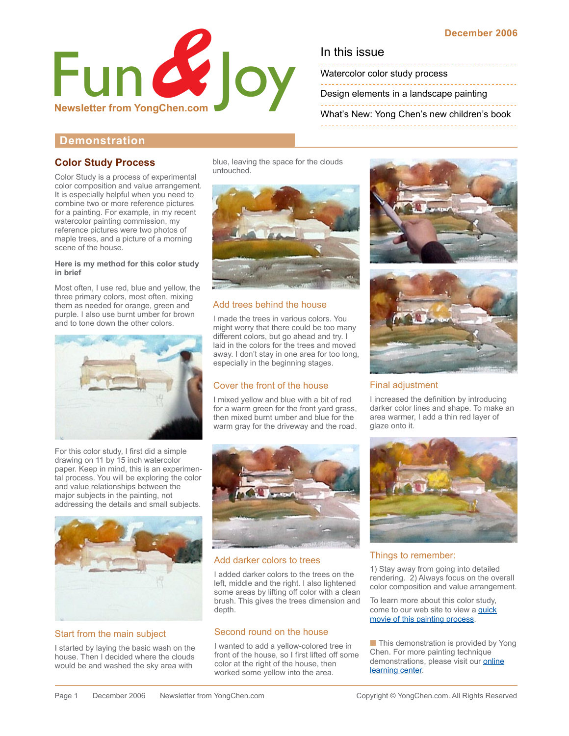# Fun & Joy

**Newsletter from YongChen.com**

December 2006

## In this issue

- Watercolor color study process
- Design elements in a landscape painting
- What's New: Yong Chen's new children's book

## Demonstration

### Color Study Process

Color Study is a process of experimental color composition and value arrangement. It is especially helpful when you need to combine two or more reference pictures for a painting. For example, in my recent watercolor painting commission, my reference pictures were two photos of maple trees, and a picture of a morning scene of the house.

**Here is my method for this color study in brief**

Most often, I use red, blue and yellow, the three primary colors, most often, mixing them as needed for orange, green and purple. I also use burnt umber for brown and to tone down the other colors.

For this color study, I first did a simple drawing on 11 by 15 inch watercolor paper. Keep in mind, this is an experimental process. You will be exploring the color and value relationships between the major subjects in the painting, not addressing the details and small subjects.

#### Start from the main subject

I started by laying the basic wash on the house. Then I decided where the clouds would be and washed the sky area with blue, leaving the space for the clouds untouched.

#### Add trees behind the house

I made the trees in various colors. You might worry that there could be too many different colors, but go ahead and try. I laid in the colors for the trees and moved away. I don't stay in one area for too long, especially in the beginning stages.

#### Cover the front of the house

I mixed yellow and blue with a bit of red for a warm green for the front yard grass, then mixed burnt umber and blue for the warm gray for the driveway and the road.

#### Add darker colors to trees

I added darker colors to the trees on the left, middle and the right. I also lightened some areas by lifting off color with a clean brush. This gives the trees dimension and depth.

#### Second round on the house

I wanted to add a yellow-colored tree in front of the house, so I first lifted off some color at the right of the house, then worked some yellow into the area.

#### Final adjustment

I increased the definition by introducing darker color lines and shape. To make an area warmer, I add a thin red layer of glaze onto it.

#### Things to remember:

1) Stay away from going into detailed rendering. 2) Always focus on the overall color composition and value arrangement.

To learn more about this color study, come to our web site to view a quick movie of this painting process.

This demonstration is provided by Yong Chen. For more painting technique demonstrations, please visit our online learning center.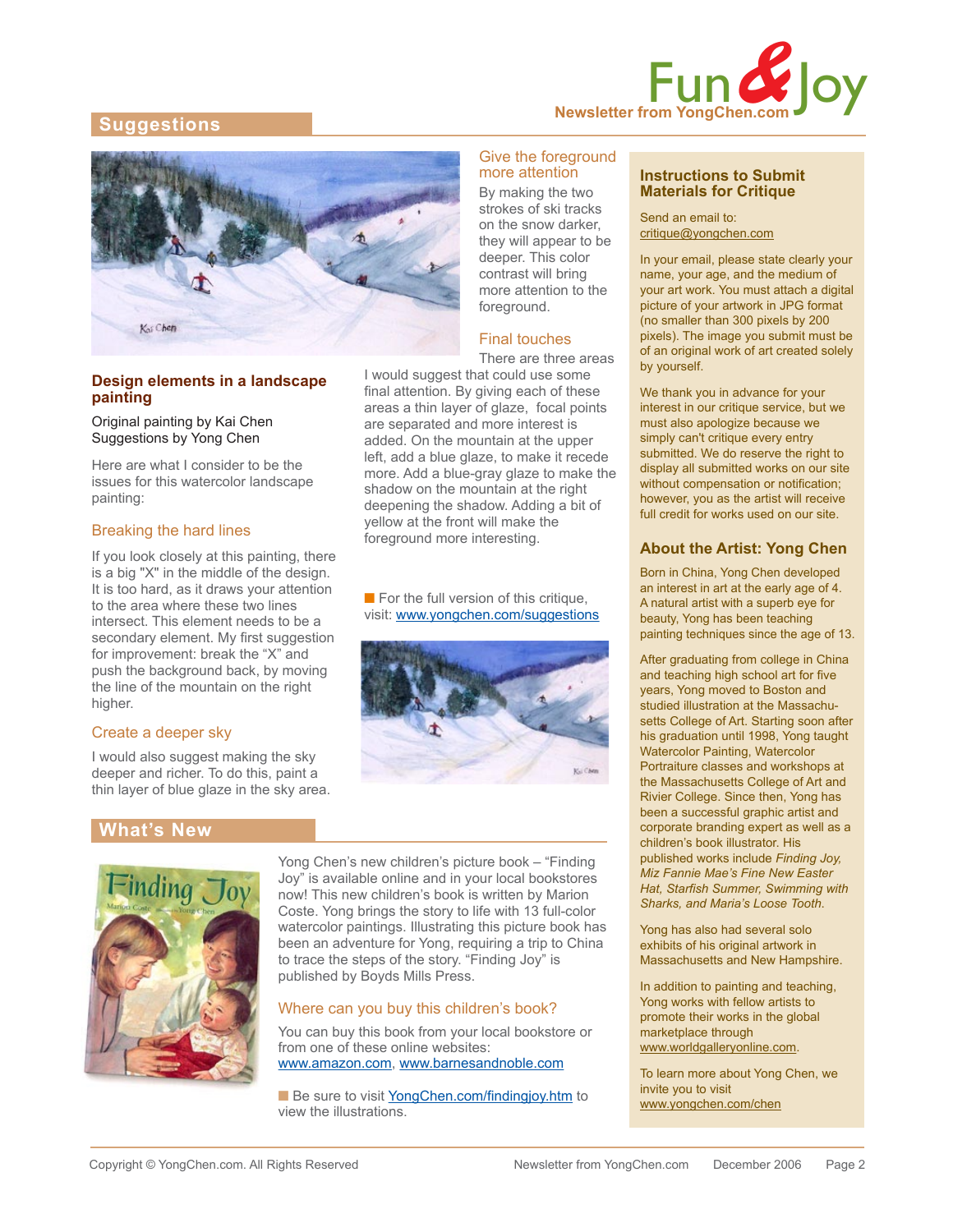## Suggestions

### Design elements in a landscape painting

Original painting by Kai Chen
Suggestions by Yong Chen

Here are what I consider to be the issues for this watercolor landscape painting:

#### Breaking the hard lines

If you look closely at this painting, there is a big "X" in the middle of the design. It is too hard, as it draws your attention to the area where these two lines intersect. This element needs to be a secondary element. My first suggestion for improvement: break the "X" and push the background back, by moving the line of the mountain on the right higher.

#### Create a deeper sky

I would also suggest making the sky deeper and richer. To do this, paint a thin layer of blue glaze in the sky area.

#### Give the foreground more attention

By making the two strokes of ski tracks on the snow darker, they will appear to be deeper. This color contrast will bring more attention to the foreground.

#### Final touches

There are three areas I would suggest that could use some final attention. By giving each of these areas a thin layer of glaze, focal points are separated and more interest is added. On the mountain at the upper left, add a blue glaze, to make it recede more. Add a blue-gray glaze to make the shadow on the mountain at the right deepening the shadow. Adding a bit of yellow at the front will make the foreground more interesting.

■ For the full version of this critique, visit: www.yongchen.com/suggestions

## What's New

Yong Chen's new children's picture book – "Finding Joy" is available online and in your local bookstores now! This new children's book is written by Marion Coste. Yong brings the story to life with 13 full-color watercolor paintings. Illustrating this picture book has been an adventure for Yong, requiring a trip to China to trace the steps of the story. "Finding Joy" is published by Boyds Mills Press.

#### Where can you buy this children's book?

You can buy this book from your local bookstore or from one of these online websites: www.amazon.com, www.barnesandnoble.com

■ Be sure to visit YongChen.com/findingjoy.htm to view the illustrations.

### Instructions to Submit Materials for Critique

Send an email to: critique@yongchen.com

In your email, please state clearly your name, your age, and the medium of your art work. You must attach a digital picture of your artwork in JPG format (no smaller than 300 pixels by 200 pixels). The image you submit must be of an original work of art created solely by yourself.

We thank you in advance for your interest in our critique service, but we must also apologize because we simply can't critique every entry submitted. We do reserve the right to display all submitted works on our site without compensation or notification; however, you as the artist will receive full credit for works used on our site.

### About the Artist: Yong Chen

Born in China, Yong Chen developed an interest in art at the early age of 4. A natural artist with a superb eye for beauty, Yong has been teaching painting techniques since the age of 13.

After graduating from college in China and teaching high school art for five years, Yong moved to Boston and studied illustration at the Massachusetts College of Art. Starting soon after his graduation until 1998, Yong taught Watercolor Painting, Watercolor Portraiture classes and workshops at the Massachusetts College of Art and Rivier College. Since then, Yong has been a successful graphic artist and corporate branding expert as well as a children's book illustrator. His published works include *Finding Joy, Miz Fannie Mae's Fine New Easter Hat, Starfish Summer, Swimming with Sharks, and Maria's Loose Tooth.*

Yong has also had several solo exhibits of his original artwork in Massachusetts and New Hampshire.

In addition to painting and teaching, Yong works with fellow artists to promote their works in the global marketplace through www.worldgalleryonline.com.

To learn more about Yong Chen, we invite you to visit www.yongchen.com/chen